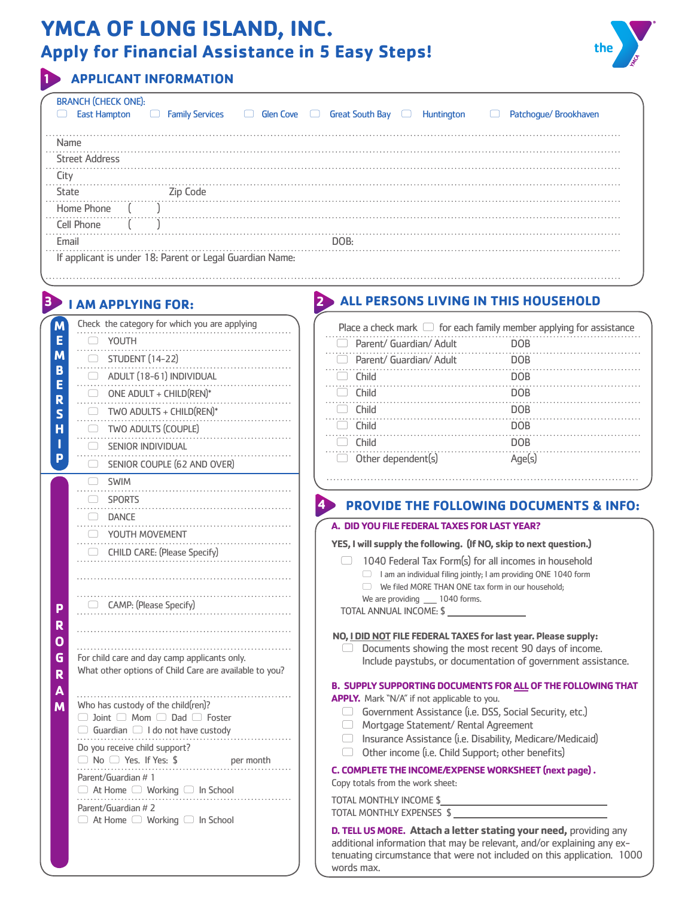# YMCA OF LONG ISLAND, INC.

## Apply for Financial Assistance in 5 Easy Steps!

## 1 APPLICANT INFORMATION

BRANCH (CHECK ONE):

☐ East Hampton ☐ Family Services ☐ Glen Cove ☐ Great South Bay ☐ Huntington ☐ Patchogue/ Brookhaven

Name

Street Address

City

State Zip Code

Home Phone ( )

Cell Phone ( )

Email DOB:

If applicant is under 18: Parent or Legal Guardian Name:

## 2 ALL PERSONS LIVING IN THIS HOUSEHOLD

Place a check mark ☐ for each family member applying for assistance

| | |
|---|---|
| ☐ Parent/ Guardian/ Adult | DOB |
| ☐ Parent/ Guardian/ Adult | DOB |
| ☐ Child | DOB |
| ☐ Child | DOB |
| ☐ Child | DOB |
| ☐ Child | DOB |
| ☐ Child | DOB |
| ☐ Other dependent(s) | Age(s) |

## 3 I AM APPLYING FOR:

**MEMBERSHIP**

Check the category for which you are applying

- ☐ YOUTH
- ☐ STUDENT (14-22)
- ☐ ADULT (18-61) INDIVIDUAL
- ☐ ONE ADULT + CHILD(REN)*
- ☐ TWO ADULTS + CHILD(REN)*
- ☐ TWO ADULTS (COUPLE)
- ☐ SENIOR INDIVIDUAL
- ☐ SENIOR COUPLE (62 AND OVER)

**PROGRAM**

- ☐ SWIM
- ☐ SPORTS
- ☐ DANCE
- ☐ YOUTH MOVEMENT
- ☐ CHILD CARE: (Please Specify)
- ☐ CAMP: (Please Specify)

For child care and day camp applicants only.
What other options of Child Care are available to you?

Who has custody of the child(ren)?
☐ Joint ☐ Mom ☐ Dad ☐ Foster
☐ Guardian ☐ I do not have custody

Do you receive child support?
☐ No ☐ Yes. If Yes: $ per month

Parent/Guardian # 1
☐ At Home ☐ Working ☐ In School

Parent/Guardian # 2
☐ At Home ☐ Working ☐ In School

## 4 PROVIDE THE FOLLOWING DOCUMENTS & INFO:

**A. DID YOU FILE FEDERAL TAXES FOR LAST YEAR?**

**YES, I will supply the following. (If NO, skip to next question.)**

☐ 1040 Federal Tax Form(s) for all incomes in household

- ☐ I am an individual filing jointly; I am providing ONE 1040 form
- ☐ We filed MORE THAN ONE tax form in our household;

We are providing ___ 1040 forms.

TOTAL ANNUAL INCOME: $ ____________

**NO, I DID NOT FILE FEDERAL TAXES for last year. Please supply:**

☐ Documents showing the most recent 90 days of income. Include paystubs, or documentation of government assistance.

**B. SUPPLY SUPPORTING DOCUMENTS FOR ALL OF THE FOLLOWING THAT APPLY.** Mark "N/A" if not applicable to you.

- ☐ Government Assistance (i.e. DSS, Social Security, etc.)
- ☐ Mortgage Statement/ Rental Agreement
- ☐ Insurance Assistance (i.e. Disability, Medicare/Medicaid)
- ☐ Other income (i.e. Child Support; other benefits)

**C. COMPLETE THE INCOME/EXPENSE WORKSHEET (next page) .**
Copy totals from the work sheet:

TOTAL MONTHLY INCOME $____________

TOTAL MONTHLY EXPENSES $____________

**D. TELL US MORE. Attach a letter stating your need,** providing any additional information that may be relevant, and/or explaining any extenuating circumstance that were not included on this application. 1000 words max.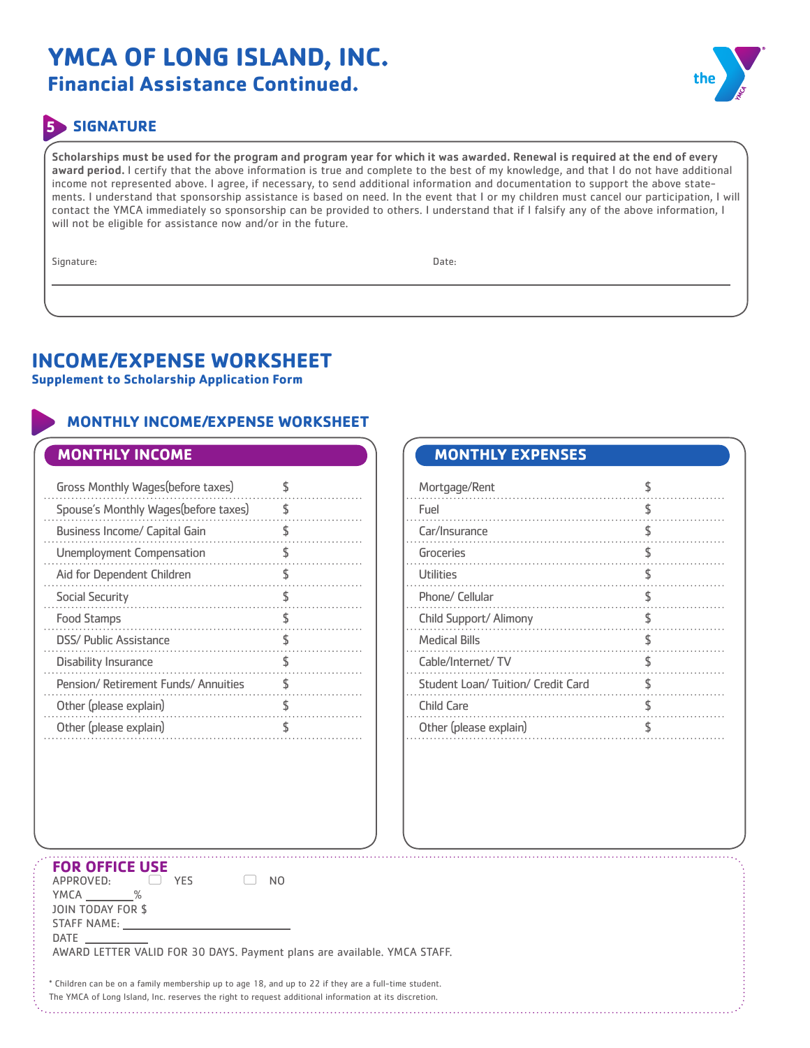# YMCA OF LONG ISLAND, INC.
## Financial Assistance Continued.

### 5 SIGNATURE

**Scholarships must be used for the program and program year for which it was awarded. Renewal is required at the end of every award period.** I certify that the above information is true and complete to the best of my knowledge, and that I do not have additional income not represented above. I agree, if necessary, to send additional information and documentation to support the above statements. I understand that sponsorship assistance is based on need. In the event that I or my children must cancel our participation, I will contact the YMCA immediately so sponsorship can be provided to others. I understand that if I falsify any of the above information, I will not be eligible for assistance now and/or in the future.

Signature: Date:

## INCOME/EXPENSE WORKSHEET

**Supplement to Scholarship Application Form**

### MONTHLY INCOME/EXPENSE WORKSHEET

| MONTHLY INCOME | |
|---|---|
| Gross Monthly Wages(before taxes) | $ |
| Spouse's Monthly Wages(before taxes) | $ |
| Business Income/ Capital Gain | $ |
| Unemployment Compensation | $ |
| Aid for Dependent Children | $ |
| Social Security | $ |
| Food Stamps | $ |
| DSS/ Public Assistance | $ |
| Disability Insurance | $ |
| Pension/ Retirement Funds/ Annuities | $ |
| Other (please explain) | $ |
| Other (please explain) | $ |

| MONTHLY EXPENSES | |
|---|---|
| Mortgage/Rent | $ |
| Fuel | $ |
| Car/Insurance | $ |
| Groceries | $ |
| Utilities | $ |
| Phone/ Cellular | $ |
| Child Support/ Alimony | $ |
| Medical Bills | $ |
| Cable/Internet/ TV | $ |
| Student Loan/ Tuition/ Credit Card | $ |
| Child Care | $ |
| Other (please explain) | $ |

**FOR OFFICE USE**

APPROVED: ☐ YES ☐ NO

YMCA ________%

JOIN TODAY FOR $

STAFF NAME: ____________________________

DATE __________

AWARD LETTER VALID FOR 30 DAYS. Payment plans are available. YMCA STAFF.

\* Children can be on a family membership up to age 18, and up to 22 if they are a full-time student.

The YMCA of Long Island, Inc. reserves the right to request additional information at its discretion.